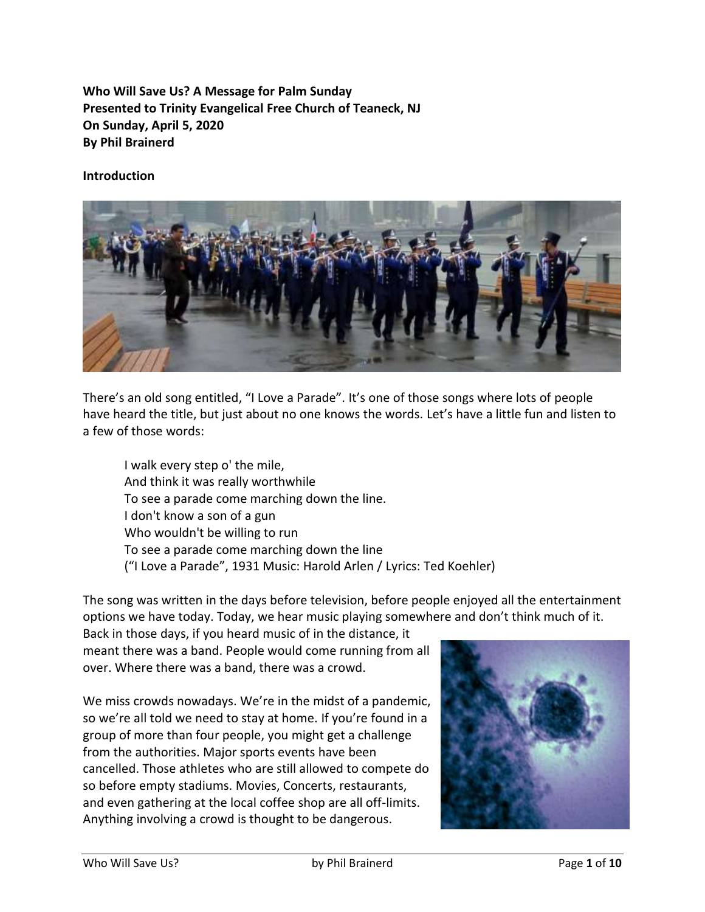**Who Will Save Us? A Message for Palm Sunday**
**Presented to Trinity Evangelical Free Church of Teaneck, NJ**
**On Sunday, April 5, 2020**
**By Phil Brainerd**

## Introduction

There's an old song entitled, "I Love a Parade". It's one of those songs where lots of people have heard the title, but just about no one knows the words. Let's have a little fun and listen to a few of those words:

> I walk every step o' the mile,
> And think it was really worthwhile
> To see a parade come marching down the line.
> I don't know a son of a gun
> Who wouldn't be willing to run
> To see a parade come marching down the line
> ("I Love a Parade", 1931 Music: Harold Arlen / Lyrics: Ted Koehler)

The song was written in the days before television, before people enjoyed all the entertainment options we have today. Today, we hear music playing somewhere and don't think much of it. Back in those days, if you heard music of in the distance, it meant there was a band. People would come running from all over. Where there was a band, there was a crowd.

We miss crowds nowadays. We're in the midst of a pandemic, so we're all told we need to stay at home. If you're found in a group of more than four people, you might get a challenge from the authorities. Major sports events have been cancelled. Those athletes who are still allowed to compete do so before empty stadiums. Movies, Concerts, restaurants, and even gathering at the local coffee shop are all off-limits. Anything involving a crowd is thought to be dangerous.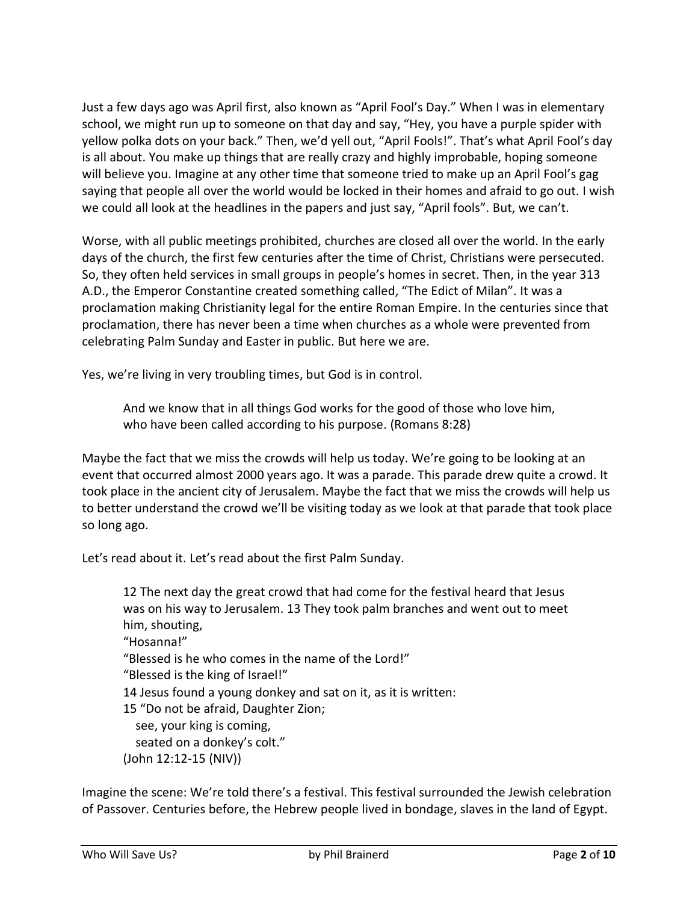Just a few days ago was April first, also known as "April Fool's Day." When I was in elementary school, we might run up to someone on that day and say, "Hey, you have a purple spider with yellow polka dots on your back." Then, we'd yell out, "April Fools!". That's what April Fool's day is all about. You make up things that are really crazy and highly improbable, hoping someone will believe you. Imagine at any other time that someone tried to make up an April Fool's gag saying that people all over the world would be locked in their homes and afraid to go out. I wish we could all look at the headlines in the papers and just say, "April fools". But, we can't.

Worse, with all public meetings prohibited, churches are closed all over the world. In the early days of the church, the first few centuries after the time of Christ, Christians were persecuted. So, they often held services in small groups in people's homes in secret. Then, in the year 313 A.D., the Emperor Constantine created something called, "The Edict of Milan". It was a proclamation making Christianity legal for the entire Roman Empire. In the centuries since that proclamation, there has never been a time when churches as a whole were prevented from celebrating Palm Sunday and Easter in public. But here we are.

Yes, we're living in very troubling times, but God is in control.

> And we know that in all things God works for the good of those who love him,
> who have been called according to his purpose. (Romans 8:28)

Maybe the fact that we miss the crowds will help us today. We're going to be looking at an event that occurred almost 2000 years ago. It was a parade. This parade drew quite a crowd. It took place in the ancient city of Jerusalem. Maybe the fact that we miss the crowds will help us to better understand the crowd we'll be visiting today as we look at that parade that took place so long ago.

Let's read about it. Let's read about the first Palm Sunday.

> 12 The next day the great crowd that had come for the festival heard that Jesus was on his way to Jerusalem. 13 They took palm branches and went out to meet him, shouting,
> "Hosanna!"
> "Blessed is he who comes in the name of the Lord!"
> "Blessed is the king of Israel!"
> 14 Jesus found a young donkey and sat on it, as it is written:
> 15 "Do not be afraid, Daughter Zion;
> see, your king is coming,
> seated on a donkey's colt."
> (John 12:12-15 (NIV))

Imagine the scene: We're told there's a festival. This festival surrounded the Jewish celebration of Passover. Centuries before, the Hebrew people lived in bondage, slaves in the land of Egypt.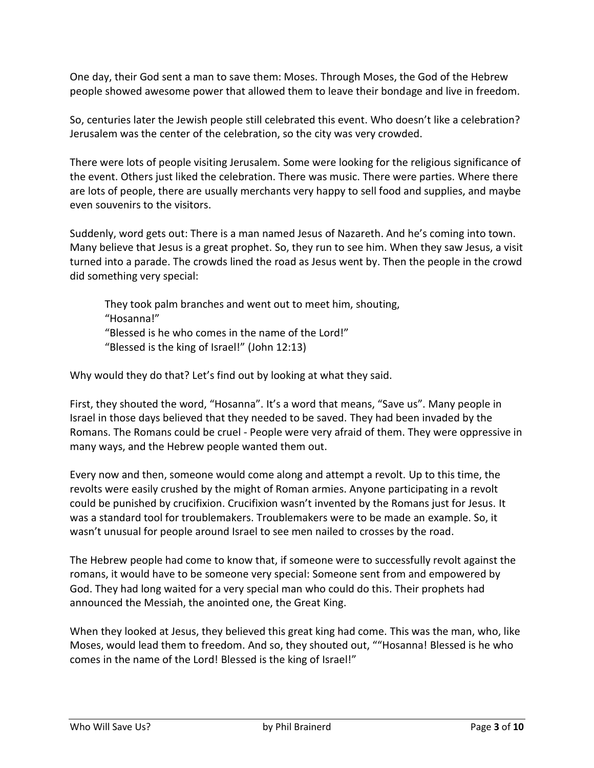One day, their God sent a man to save them: Moses. Through Moses, the God of the Hebrew people showed awesome power that allowed them to leave their bondage and live in freedom.

So, centuries later the Jewish people still celebrated this event. Who doesn't like a celebration? Jerusalem was the center of the celebration, so the city was very crowded.

There were lots of people visiting Jerusalem. Some were looking for the religious significance of the event. Others just liked the celebration. There was music. There were parties. Where there are lots of people, there are usually merchants very happy to sell food and supplies, and maybe even souvenirs to the visitors.

Suddenly, word gets out: There is a man named Jesus of Nazareth. And he's coming into town. Many believe that Jesus is a great prophet. So, they run to see him. When they saw Jesus, a visit turned into a parade. The crowds lined the road as Jesus went by. Then the people in the crowd did something very special:

> They took palm branches and went out to meet him, shouting,
> "Hosanna!"
> "Blessed is he who comes in the name of the Lord!"
> "Blessed is the king of Israel!" (John 12:13)

Why would they do that? Let's find out by looking at what they said.

First, they shouted the word, "Hosanna". It's a word that means, "Save us". Many people in Israel in those days believed that they needed to be saved. They had been invaded by the Romans. The Romans could be cruel - People were very afraid of them. They were oppressive in many ways, and the Hebrew people wanted them out.

Every now and then, someone would come along and attempt a revolt. Up to this time, the revolts were easily crushed by the might of Roman armies. Anyone participating in a revolt could be punished by crucifixion. Crucifixion wasn't invented by the Romans just for Jesus. It was a standard tool for troublemakers. Troublemakers were to be made an example. So, it wasn't unusual for people around Israel to see men nailed to crosses by the road.

The Hebrew people had come to know that, if someone were to successfully revolt against the romans, it would have to be someone very special: Someone sent from and empowered by God. They had long waited for a very special man who could do this. Their prophets had announced the Messiah, the anointed one, the Great King.

When they looked at Jesus, they believed this great king had come. This was the man, who, like Moses, would lead them to freedom. And so, they shouted out, ""Hosanna! Blessed is he who comes in the name of the Lord! Blessed is the king of Israel!"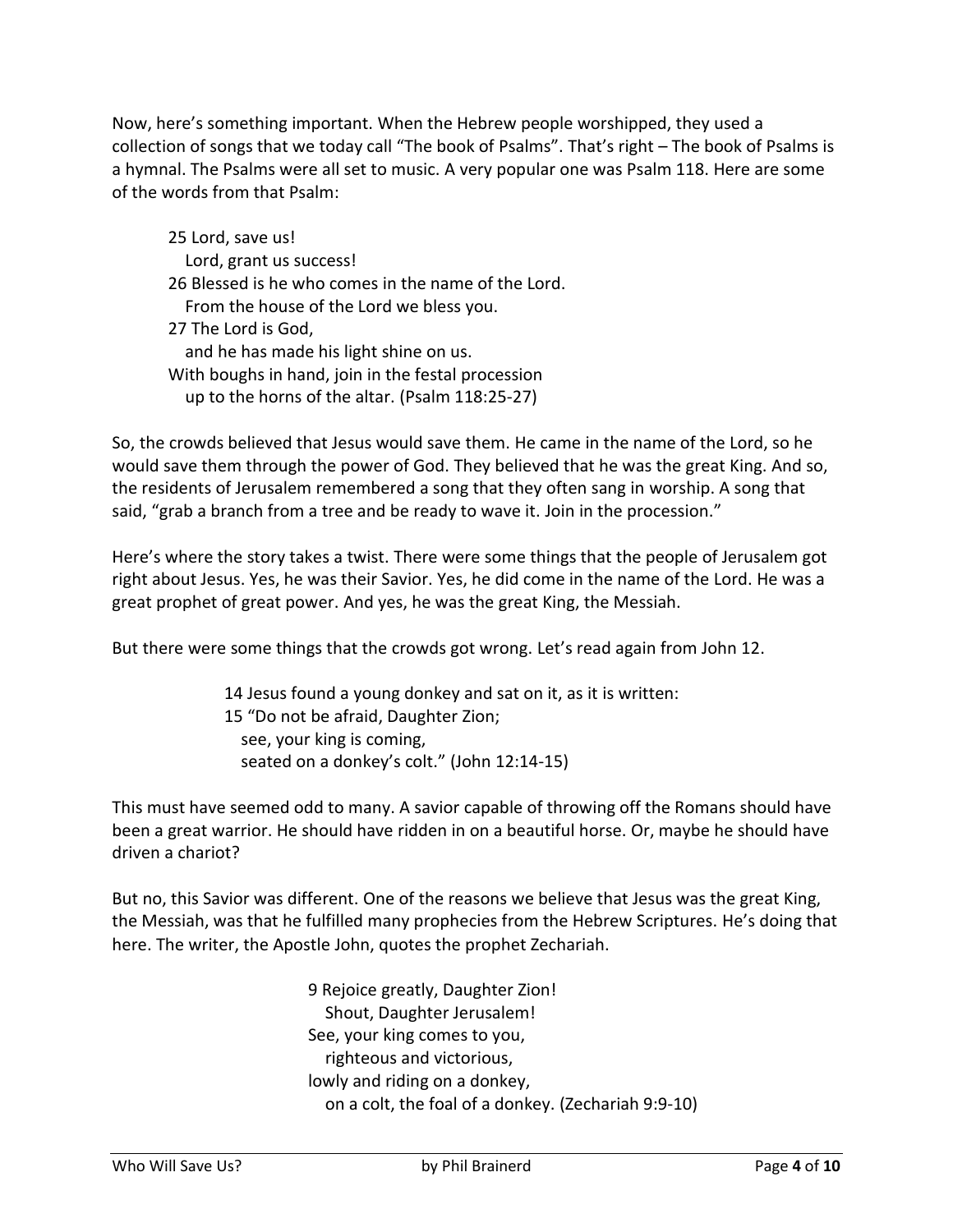Now, here's something important. When the Hebrew people worshipped, they used a collection of songs that we today call "The book of Psalms". That's right – The book of Psalms is a hymnal. The Psalms were all set to music. A very popular one was Psalm 118. Here are some of the words from that Psalm:

> 25 Lord, save us!
> Lord, grant us success!
> 26 Blessed is he who comes in the name of the Lord.
> From the house of the Lord we bless you.
> 27 The Lord is God,
> and he has made his light shine on us.
> With boughs in hand, join in the festal procession
> up to the horns of the altar. (Psalm 118:25-27)

So, the crowds believed that Jesus would save them. He came in the name of the Lord, so he would save them through the power of God. They believed that he was the great King. And so, the residents of Jerusalem remembered a song that they often sang in worship. A song that said, "grab a branch from a tree and be ready to wave it. Join in the procession."

Here's where the story takes a twist. There were some things that the people of Jerusalem got right about Jesus. Yes, he was their Savior. Yes, he did come in the name of the Lord. He was a great prophet of great power. And yes, he was the great King, the Messiah.

But there were some things that the crowds got wrong. Let's read again from John 12.

> 14 Jesus found a young donkey and sat on it, as it is written:
> 15 "Do not be afraid, Daughter Zion;
> see, your king is coming,
> seated on a donkey's colt." (John 12:14-15)

This must have seemed odd to many. A savior capable of throwing off the Romans should have been a great warrior. He should have ridden in on a beautiful horse. Or, maybe he should have driven a chariot?

But no, this Savior was different. One of the reasons we believe that Jesus was the great King, the Messiah, was that he fulfilled many prophecies from the Hebrew Scriptures. He's doing that here. The writer, the Apostle John, quotes the prophet Zechariah.

> 9 Rejoice greatly, Daughter Zion!
> Shout, Daughter Jerusalem!
> See, your king comes to you,
> righteous and victorious,
> lowly and riding on a donkey,
> on a colt, the foal of a donkey. (Zechariah 9:9-10)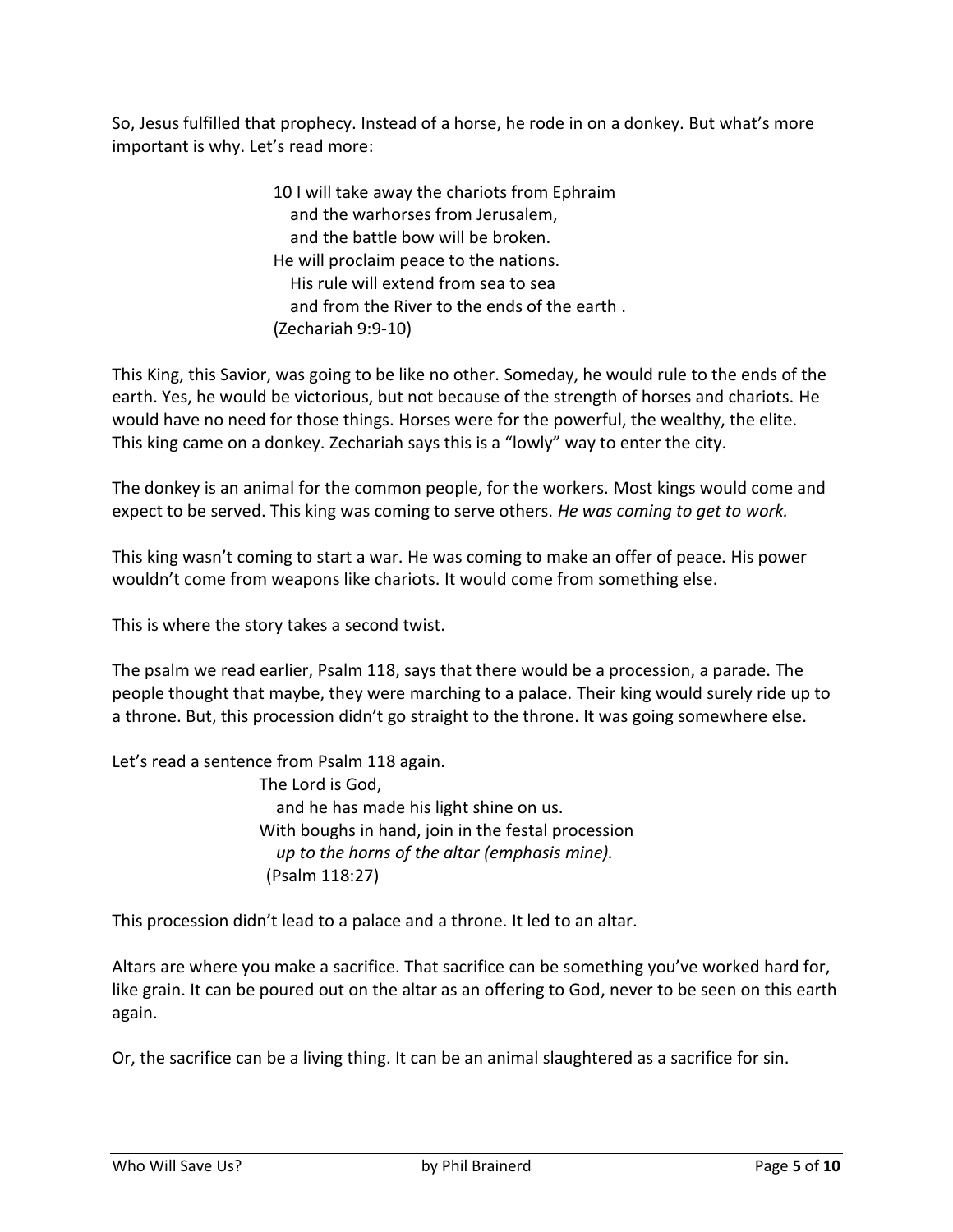So, Jesus fulfilled that prophecy. Instead of a horse, he rode in on a donkey. But what's more important is why. Let's read more:

> 10 I will take away the chariots from Ephraim
> and the warhorses from Jerusalem,
> and the battle bow will be broken.
> He will proclaim peace to the nations.
> His rule will extend from sea to sea
> and from the River to the ends of the earth .
> (Zechariah 9:9-10)

This King, this Savior, was going to be like no other. Someday, he would rule to the ends of the earth. Yes, he would be victorious, but not because of the strength of horses and chariots. He would have no need for those things. Horses were for the powerful, the wealthy, the elite. This king came on a donkey. Zechariah says this is a "lowly" way to enter the city.

The donkey is an animal for the common people, for the workers. Most kings would come and expect to be served. This king was coming to serve others. *He was coming to get to work.*

This king wasn't coming to start a war. He was coming to make an offer of peace. His power wouldn't come from weapons like chariots. It would come from something else.

This is where the story takes a second twist.

The psalm we read earlier, Psalm 118, says that there would be a procession, a parade. The people thought that maybe, they were marching to a palace. Their king would surely ride up to a throne. But, this procession didn't go straight to the throne. It was going somewhere else.

Let's read a sentence from Psalm 118 again.

> The Lord is God,
> and he has made his light shine on us.
> With boughs in hand, join in the festal procession
> *up to the horns of the altar (emphasis mine).*
> (Psalm 118:27)

This procession didn't lead to a palace and a throne. It led to an altar.

Altars are where you make a sacrifice. That sacrifice can be something you've worked hard for, like grain. It can be poured out on the altar as an offering to God, never to be seen on this earth again.

Or, the sacrifice can be a living thing. It can be an animal slaughtered as a sacrifice for sin.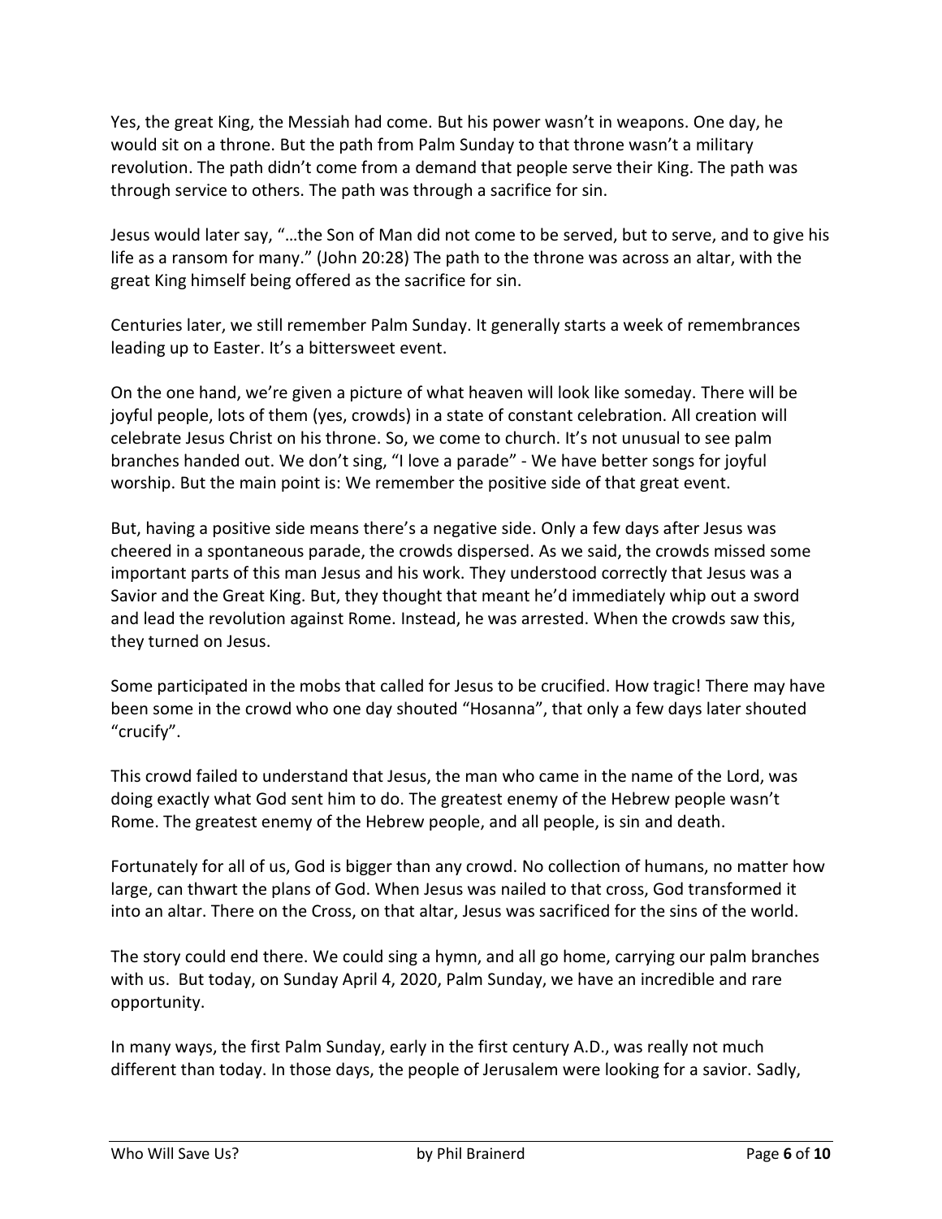Yes, the great King, the Messiah had come. But his power wasn't in weapons. One day, he would sit on a throne. But the path from Palm Sunday to that throne wasn't a military revolution. The path didn't come from a demand that people serve their King. The path was through service to others. The path was through a sacrifice for sin.

Jesus would later say, "…the Son of Man did not come to be served, but to serve, and to give his life as a ransom for many." (John 20:28) The path to the throne was across an altar, with the great King himself being offered as the sacrifice for sin.

Centuries later, we still remember Palm Sunday. It generally starts a week of remembrances leading up to Easter. It's a bittersweet event.

On the one hand, we're given a picture of what heaven will look like someday. There will be joyful people, lots of them (yes, crowds) in a state of constant celebration. All creation will celebrate Jesus Christ on his throne. So, we come to church. It's not unusual to see palm branches handed out. We don't sing, "I love a parade" - We have better songs for joyful worship. But the main point is: We remember the positive side of that great event.

But, having a positive side means there's a negative side. Only a few days after Jesus was cheered in a spontaneous parade, the crowds dispersed. As we said, the crowds missed some important parts of this man Jesus and his work. They understood correctly that Jesus was a Savior and the Great King. But, they thought that meant he'd immediately whip out a sword and lead the revolution against Rome. Instead, he was arrested. When the crowds saw this, they turned on Jesus.

Some participated in the mobs that called for Jesus to be crucified. How tragic! There may have been some in the crowd who one day shouted "Hosanna", that only a few days later shouted "crucify".

This crowd failed to understand that Jesus, the man who came in the name of the Lord, was doing exactly what God sent him to do. The greatest enemy of the Hebrew people wasn't Rome. The greatest enemy of the Hebrew people, and all people, is sin and death.

Fortunately for all of us, God is bigger than any crowd. No collection of humans, no matter how large, can thwart the plans of God. When Jesus was nailed to that cross, God transformed it into an altar. There on the Cross, on that altar, Jesus was sacrificed for the sins of the world.

The story could end there. We could sing a hymn, and all go home, carrying our palm branches with us. But today, on Sunday April 4, 2020, Palm Sunday, we have an incredible and rare opportunity.

In many ways, the first Palm Sunday, early in the first century A.D., was really not much different than today. In those days, the people of Jerusalem were looking for a savior. Sadly,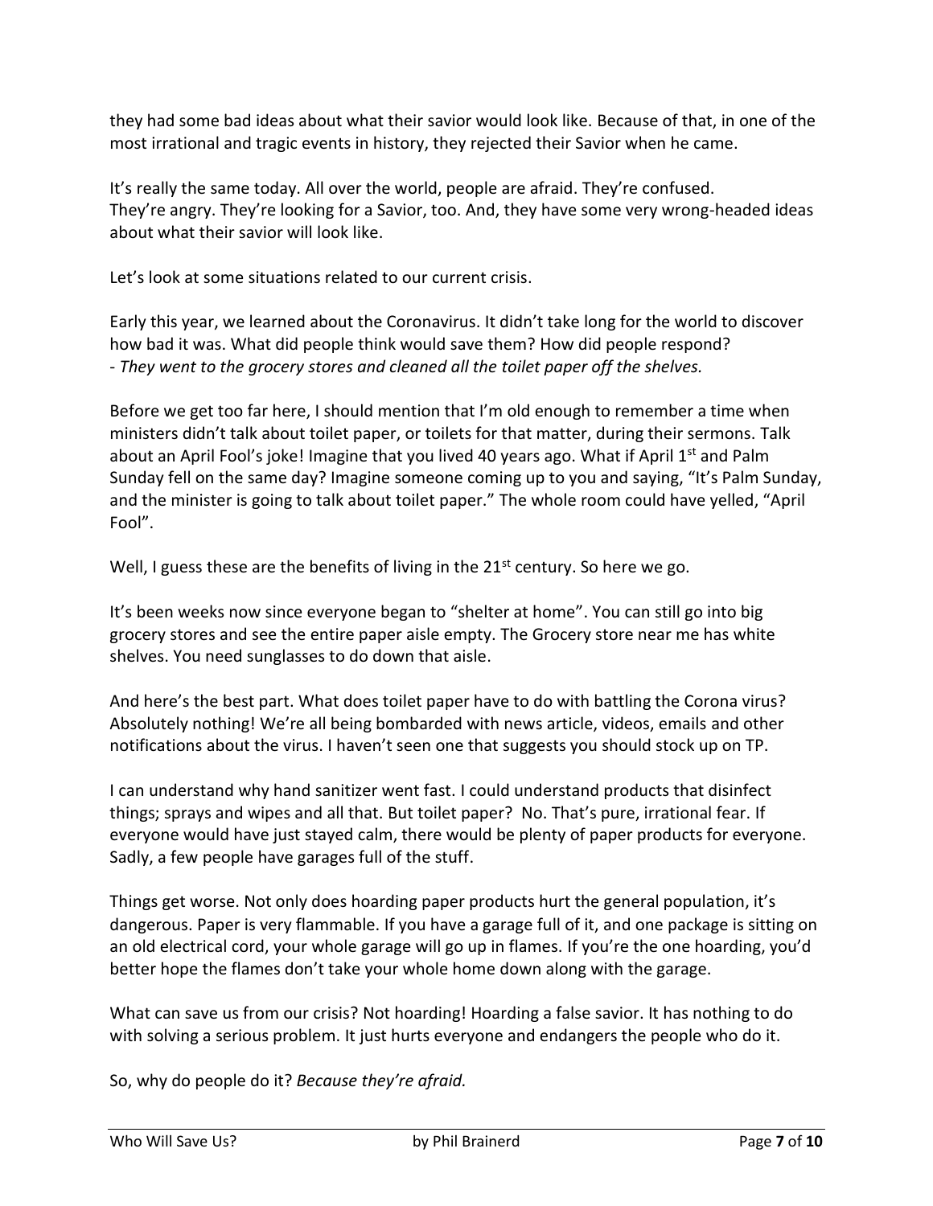they had some bad ideas about what their savior would look like. Because of that, in one of the most irrational and tragic events in history, they rejected their Savior when he came.

It's really the same today. All over the world, people are afraid. They're confused. They're angry. They're looking for a Savior, too. And, they have some very wrong-headed ideas about what their savior will look like.

Let's look at some situations related to our current crisis.

Early this year, we learned about the Coronavirus. It didn't take long for the world to discover how bad it was. What did people think would save them? How did people respond?
- *They went to the grocery stores and cleaned all the toilet paper off the shelves.*

Before we get too far here, I should mention that I'm old enough to remember a time when ministers didn't talk about toilet paper, or toilets for that matter, during their sermons. Talk about an April Fool's joke! Imagine that you lived 40 years ago. What if April 1st and Palm Sunday fell on the same day? Imagine someone coming up to you and saying, "It's Palm Sunday, and the minister is going to talk about toilet paper." The whole room could have yelled, "April Fool".

Well, I guess these are the benefits of living in the 21st century. So here we go.

It's been weeks now since everyone began to "shelter at home". You can still go into big grocery stores and see the entire paper aisle empty. The Grocery store near me has white shelves. You need sunglasses to do down that aisle.

And here's the best part. What does toilet paper have to do with battling the Corona virus? Absolutely nothing! We're all being bombarded with news article, videos, emails and other notifications about the virus. I haven't seen one that suggests you should stock up on TP.

I can understand why hand sanitizer went fast. I could understand products that disinfect things; sprays and wipes and all that. But toilet paper? No. That's pure, irrational fear. If everyone would have just stayed calm, there would be plenty of paper products for everyone. Sadly, a few people have garages full of the stuff.

Things get worse. Not only does hoarding paper products hurt the general population, it's dangerous. Paper is very flammable. If you have a garage full of it, and one package is sitting on an old electrical cord, your whole garage will go up in flames. If you're the one hoarding, you'd better hope the flames don't take your whole home down along with the garage.

What can save us from our crisis? Not hoarding! Hoarding a false savior. It has nothing to do with solving a serious problem. It just hurts everyone and endangers the people who do it.

So, why do people do it? *Because they're afraid.*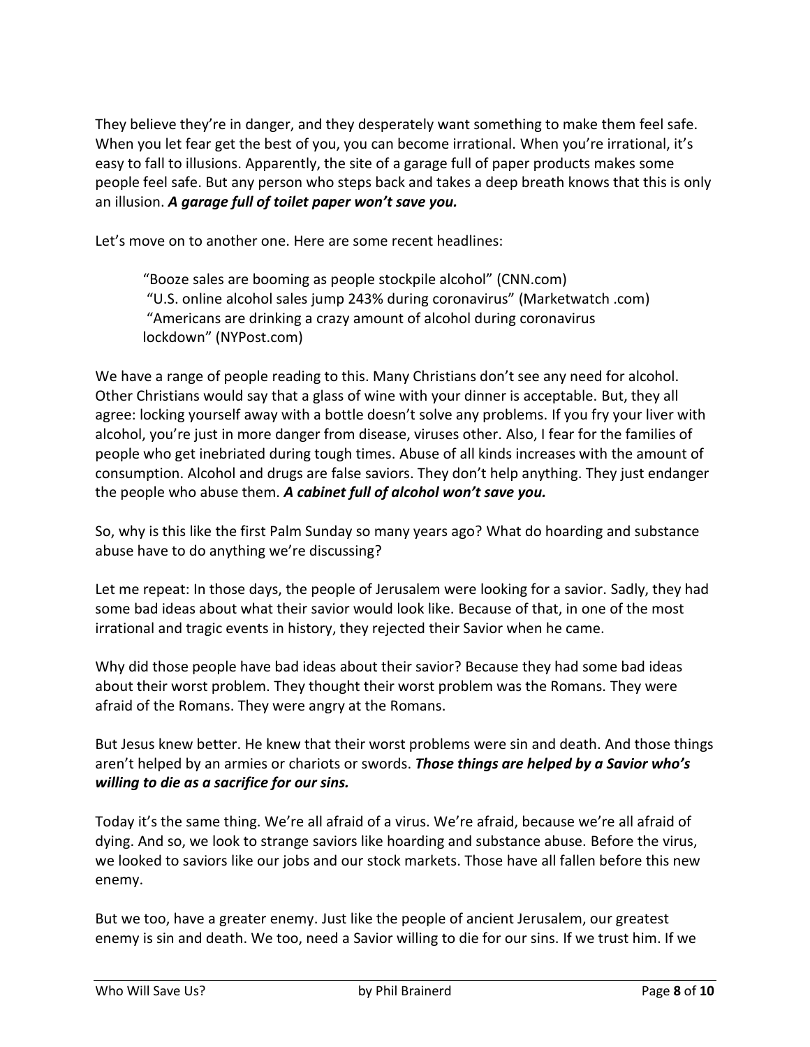They believe they're in danger, and they desperately want something to make them feel safe. When you let fear get the best of you, you can become irrational. When you're irrational, it's easy to fall to illusions. Apparently, the site of a garage full of paper products makes some people feel safe. But any person who steps back and takes a deep breath knows that this is only an illusion. ***A garage full of toilet paper won't save you.***

Let's move on to another one. Here are some recent headlines:

> "Booze sales are booming as people stockpile alcohol" (CNN.com)
> "U.S. online alcohol sales jump 243% during coronavirus" (Marketwatch .com)
> "Americans are drinking a crazy amount of alcohol during coronavirus lockdown" (NYPost.com)

We have a range of people reading to this. Many Christians don't see any need for alcohol. Other Christians would say that a glass of wine with your dinner is acceptable. But, they all agree: locking yourself away with a bottle doesn't solve any problems. If you fry your liver with alcohol, you're just in more danger from disease, viruses other. Also, I fear for the families of people who get inebriated during tough times. Abuse of all kinds increases with the amount of consumption. Alcohol and drugs are false saviors. They don't help anything. They just endanger the people who abuse them. ***A cabinet full of alcohol won't save you.***

So, why is this like the first Palm Sunday so many years ago? What do hoarding and substance abuse have to do anything we're discussing?

Let me repeat: In those days, the people of Jerusalem were looking for a savior. Sadly, they had some bad ideas about what their savior would look like. Because of that, in one of the most irrational and tragic events in history, they rejected their Savior when he came.

Why did those people have bad ideas about their savior? Because they had some bad ideas about their worst problem. They thought their worst problem was the Romans. They were afraid of the Romans. They were angry at the Romans.

But Jesus knew better. He knew that their worst problems were sin and death. And those things aren't helped by an armies or chariots or swords. ***Those things are helped by a Savior who's willing to die as a sacrifice for our sins.***

Today it's the same thing. We're all afraid of a virus. We're afraid, because we're all afraid of dying. And so, we look to strange saviors like hoarding and substance abuse. Before the virus, we looked to saviors like our jobs and our stock markets. Those have all fallen before this new enemy.

But we too, have a greater enemy. Just like the people of ancient Jerusalem, our greatest enemy is sin and death. We too, need a Savior willing to die for our sins. If we trust him. If we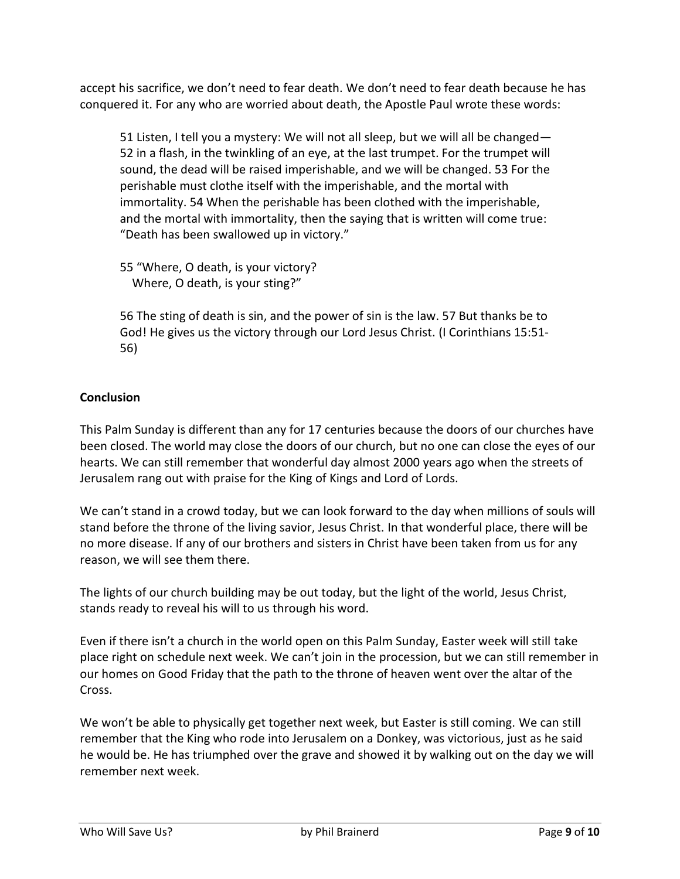accept his sacrifice, we don't need to fear death. We don't need to fear death because he has conquered it. For any who are worried about death, the Apostle Paul wrote these words:

> 51 Listen, I tell you a mystery: We will not all sleep, but we will all be changed— 52 in a flash, in the twinkling of an eye, at the last trumpet. For the trumpet will sound, the dead will be raised imperishable, and we will be changed. 53 For the perishable must clothe itself with the imperishable, and the mortal with immortality. 54 When the perishable has been clothed with the imperishable, and the mortal with immortality, then the saying that is written will come true: "Death has been swallowed up in victory."
>
> 55 "Where, O death, is your victory?
> Where, O death, is your sting?"
>
> 56 The sting of death is sin, and the power of sin is the law. 57 But thanks be to God! He gives us the victory through our Lord Jesus Christ. (I Corinthians 15:51-56)

**Conclusion**

This Palm Sunday is different than any for 17 centuries because the doors of our churches have been closed. The world may close the doors of our church, but no one can close the eyes of our hearts. We can still remember that wonderful day almost 2000 years ago when the streets of Jerusalem rang out with praise for the King of Kings and Lord of Lords.

We can't stand in a crowd today, but we can look forward to the day when millions of souls will stand before the throne of the living savior, Jesus Christ. In that wonderful place, there will be no more disease. If any of our brothers and sisters in Christ have been taken from us for any reason, we will see them there.

The lights of our church building may be out today, but the light of the world, Jesus Christ, stands ready to reveal his will to us through his word.

Even if there isn't a church in the world open on this Palm Sunday, Easter week will still take place right on schedule next week. We can't join in the procession, but we can still remember in our homes on Good Friday that the path to the throne of heaven went over the altar of the Cross.

We won't be able to physically get together next week, but Easter is still coming. We can still remember that the King who rode into Jerusalem on a Donkey, was victorious, just as he said he would be. He has triumphed over the grave and showed it by walking out on the day we will remember next week.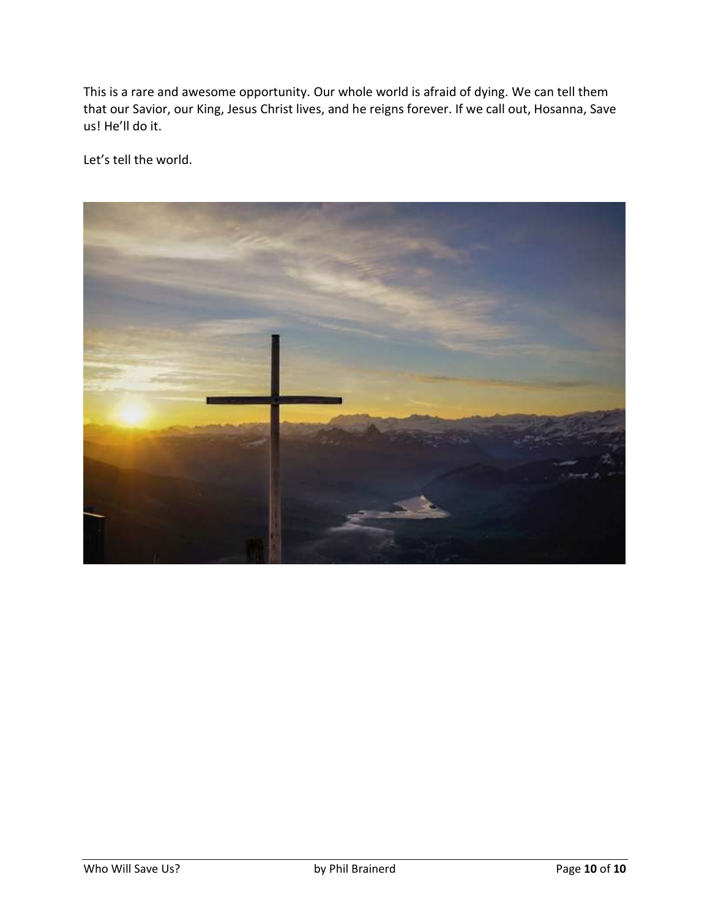This is a rare and awesome opportunity. Our whole world is afraid of dying. We can tell them that our Savior, our King, Jesus Christ lives, and he reigns forever. If we call out, Hosanna, Save us! He'll do it.

Let's tell the world.